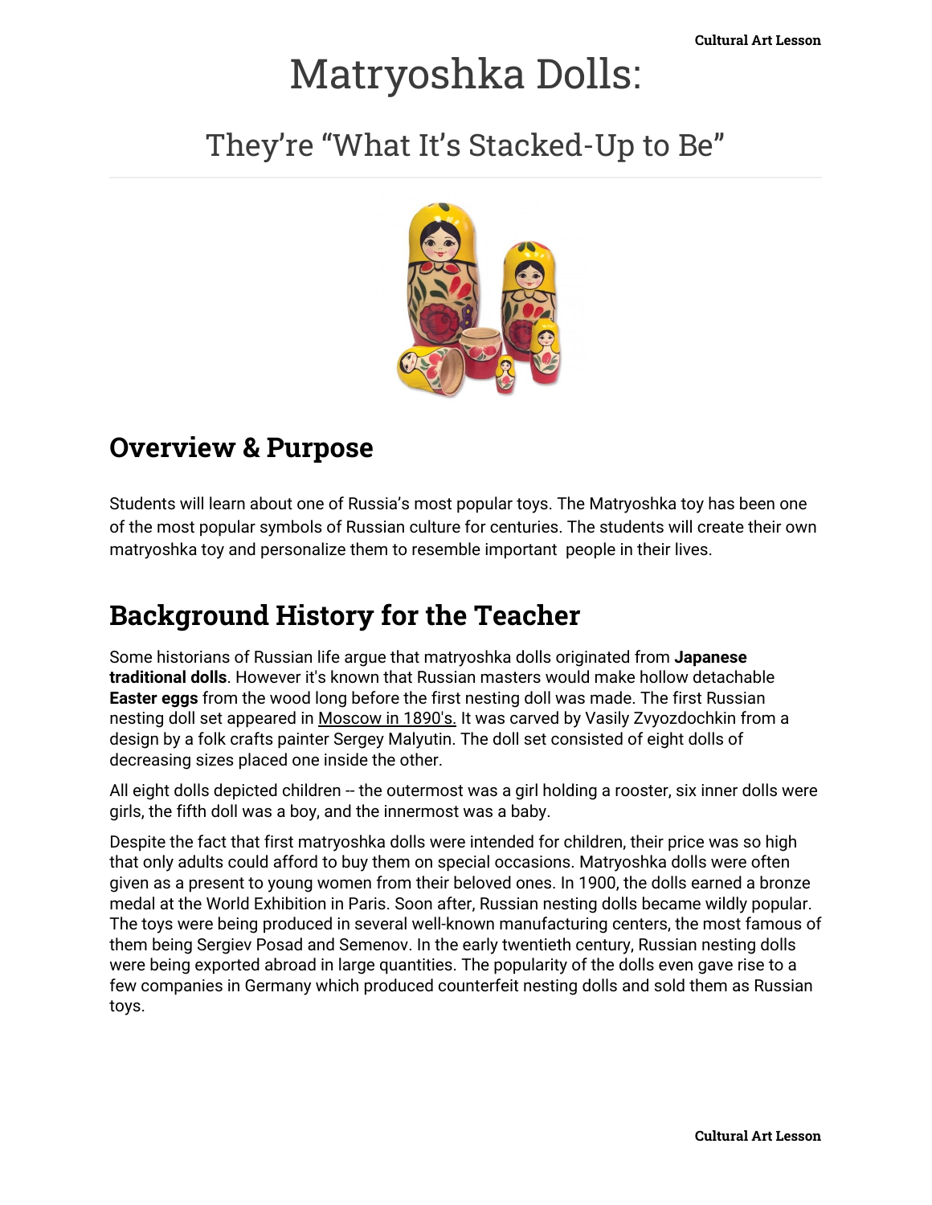# Matryoshka Dolls:

## They're "What It's Stacked-Up to Be"

## Overview & Purpose

Students will learn about one of Russia's most popular toys. The Matryoshka toy has been one of the most popular symbols of Russian culture for centuries. The students will create their own matryoshka toy and personalize them to resemble important people in their lives.

## Background History for the Teacher

Some historians of Russian life argue that matryoshka dolls originated from **Japanese traditional dolls**. However it's known that Russian masters would make hollow detachable **Easter eggs** from the wood long before the first nesting doll was made. The first Russian nesting doll set appeared in Moscow in 1890's. It was carved by Vasily Zvyozdochkin from a design by a folk crafts painter Sergey Malyutin. The doll set consisted of eight dolls of decreasing sizes placed one inside the other.

All eight dolls depicted children -- the outermost was a girl holding a rooster, six inner dolls were girls, the fifth doll was a boy, and the innermost was a baby.

Despite the fact that first matryoshka dolls were intended for children, their price was so high that only adults could afford to buy them on special occasions. Matryoshka dolls were often given as a present to young women from their beloved ones. In 1900, the dolls earned a bronze medal at the World Exhibition in Paris. Soon after, Russian nesting dolls became wildly popular. The toys were being produced in several well-known manufacturing centers, the most famous of them being Sergiev Posad and Semenov. In the early twentieth century, Russian nesting dolls were being exported abroad in large quantities. The popularity of the dolls even gave rise to a few companies in Germany which produced counterfeit nesting dolls and sold them as Russian toys.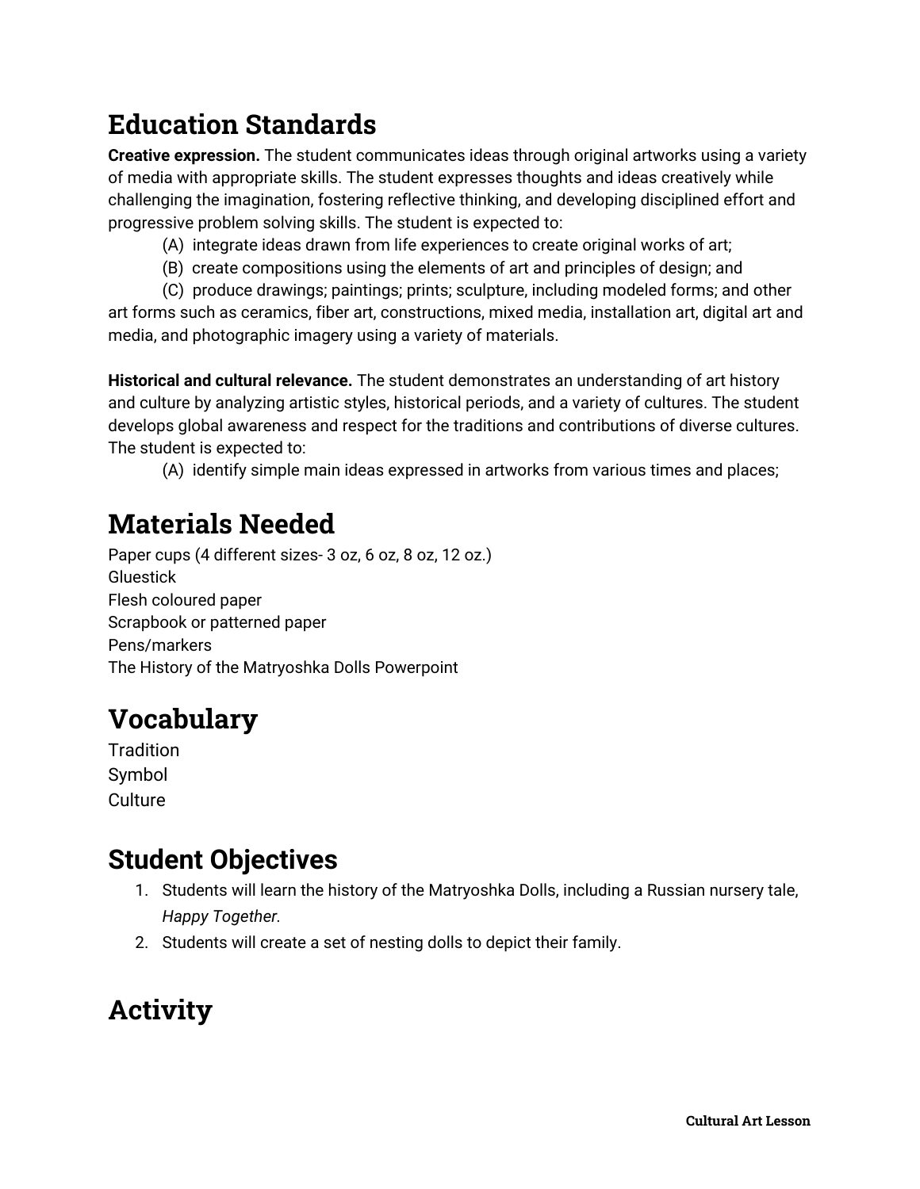## Education Standards

**Creative expression.** The student communicates ideas through original artworks using a variety of media with appropriate skills. The student expresses thoughts and ideas creatively while challenging the imagination, fostering reflective thinking, and developing disciplined effort and progressive problem solving skills. The student is expected to:

(A) integrate ideas drawn from life experiences to create original works of art;

(B) create compositions using the elements of art and principles of design; and

(C) produce drawings; paintings; prints; sculpture, including modeled forms; and other art forms such as ceramics, fiber art, constructions, mixed media, installation art, digital art and media, and photographic imagery using a variety of materials.

**Historical and cultural relevance.** The student demonstrates an understanding of art history and culture by analyzing artistic styles, historical periods, and a variety of cultures. The student develops global awareness and respect for the traditions and contributions of diverse cultures. The student is expected to:

(A) identify simple main ideas expressed in artworks from various times and places;

## Materials Needed

Paper cups (4 different sizes- 3 oz, 6 oz, 8 oz, 12 oz.)
Gluestick
Flesh coloured paper
Scrapbook or patterned paper
Pens/markers
The History of the Matryoshka Dolls Powerpoint

## Vocabulary

Tradition
Symbol
Culture

## Student Objectives

1. Students will learn the history of the Matryoshka Dolls, including a Russian nursery tale, *Happy Together.*
2. Students will create a set of nesting dolls to depict their family.

## Activity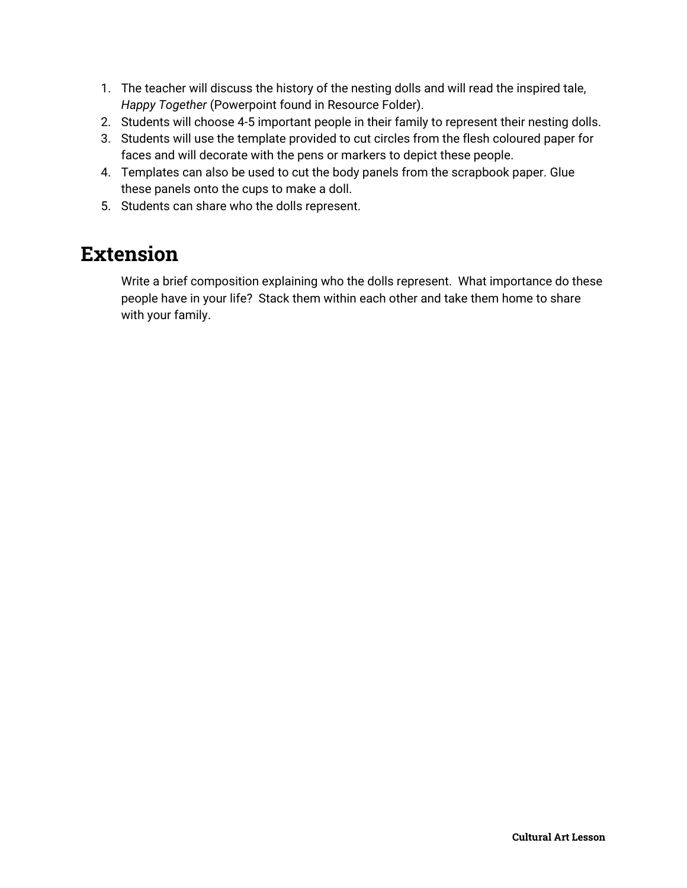1. The teacher will discuss the history of the nesting dolls and will read the inspired tale, *Happy Together* (Powerpoint found in Resource Folder).
2. Students will choose 4-5 important people in their family to represent their nesting dolls.
3. Students will use the template provided to cut circles from the flesh coloured paper for faces and will decorate with the pens or markers to depict these people.
4. Templates can also be used to cut the body panels from the scrapbook paper. Glue these panels onto the cups to make a doll.
5. Students can share who the dolls represent.

## Extension

Write a brief composition explaining who the dolls represent. What importance do these people have in your life? Stack them within each other and take them home to share with your family.